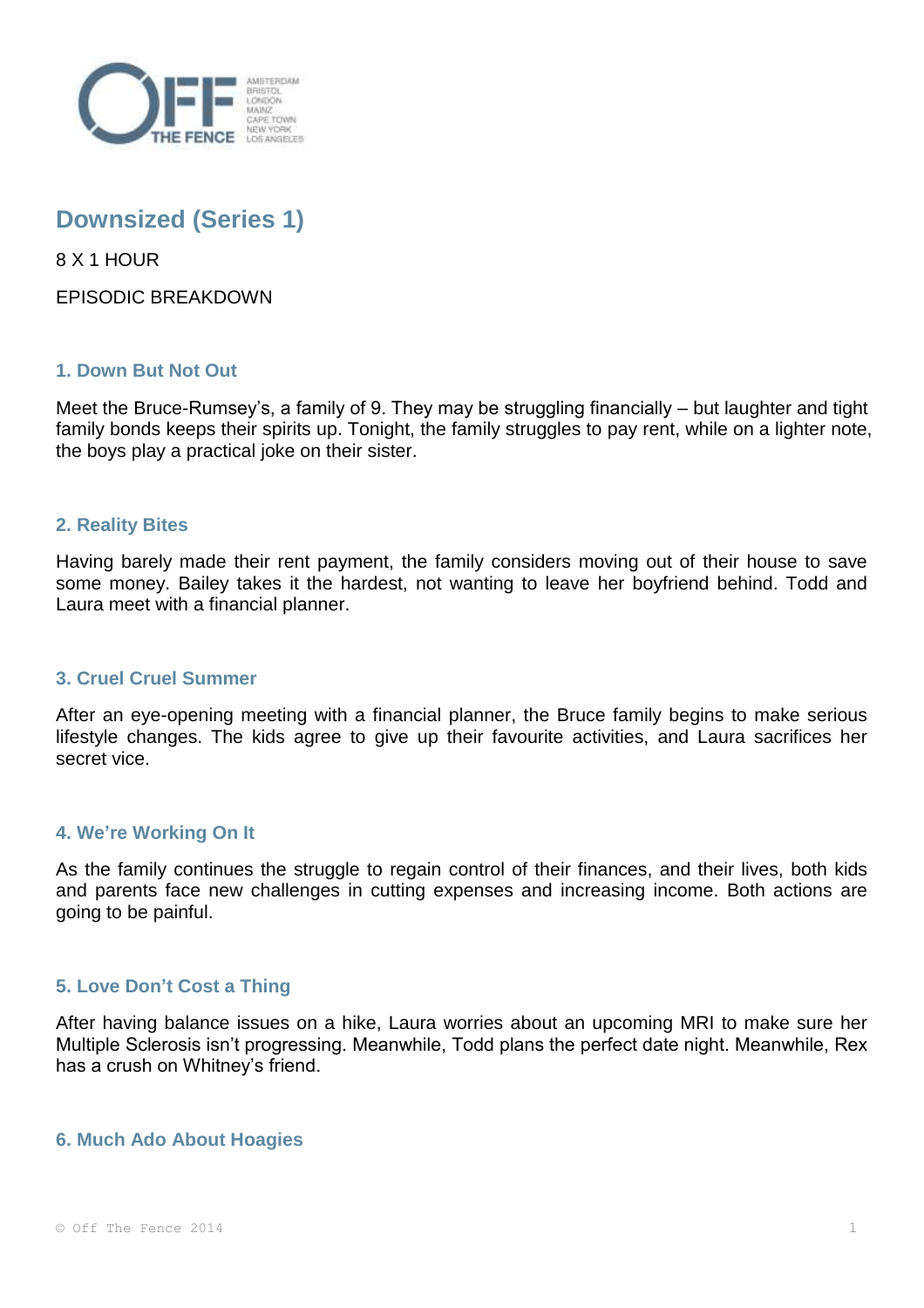# Downsized (Series 1)

8 X 1 HOUR

EPISODIC BREAKDOWN

### 1. Down But Not Out

Meet the Bruce-Rumsey's, a family of 9. They may be struggling financially – but laughter and tight family bonds keeps their spirits up. Tonight, the family struggles to pay rent, while on a lighter note, the boys play a practical joke on their sister.

### 2. Reality Bites

Having barely made their rent payment, the family considers moving out of their house to save some money. Bailey takes it the hardest, not wanting to leave her boyfriend behind. Todd and Laura meet with a financial planner.

### 3. Cruel Cruel Summer

After an eye-opening meeting with a financial planner, the Bruce family begins to make serious lifestyle changes. The kids agree to give up their favourite activities, and Laura sacrifices her secret vice.

### 4. We're Working On It

As the family continues the struggle to regain control of their finances, and their lives, both kids and parents face new challenges in cutting expenses and increasing income. Both actions are going to be painful.

### 5. Love Don't Cost a Thing

After having balance issues on a hike, Laura worries about an upcoming MRI to make sure her Multiple Sclerosis isn't progressing. Meanwhile, Todd plans the perfect date night. Meanwhile, Rex has a crush on Whitney's friend.

### 6. Much Ado About Hoagies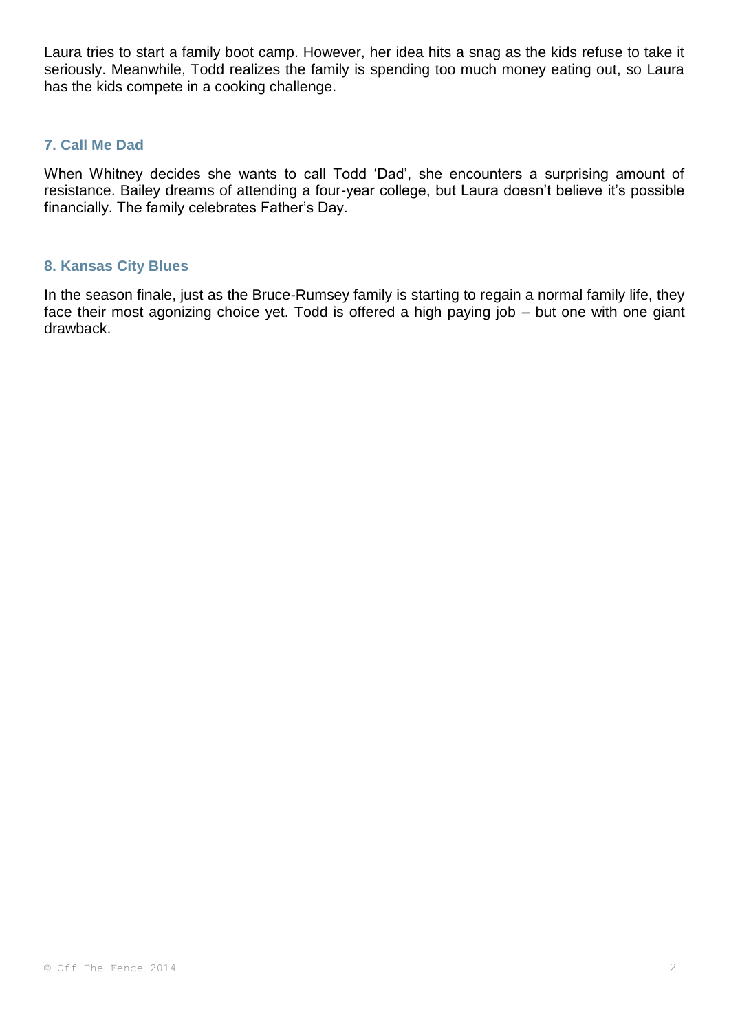Laura tries to start a family boot camp. However, her idea hits a snag as the kids refuse to take it seriously. Meanwhile, Todd realizes the family is spending too much money eating out, so Laura has the kids compete in a cooking challenge.

### 7. Call Me Dad

When Whitney decides she wants to call Todd 'Dad', she encounters a surprising amount of resistance. Bailey dreams of attending a four-year college, but Laura doesn't believe it's possible financially. The family celebrates Father's Day.

### 8. Kansas City Blues

In the season finale, just as the Bruce-Rumsey family is starting to regain a normal family life, they face their most agonizing choice yet. Todd is offered a high paying job – but one with one giant drawback.